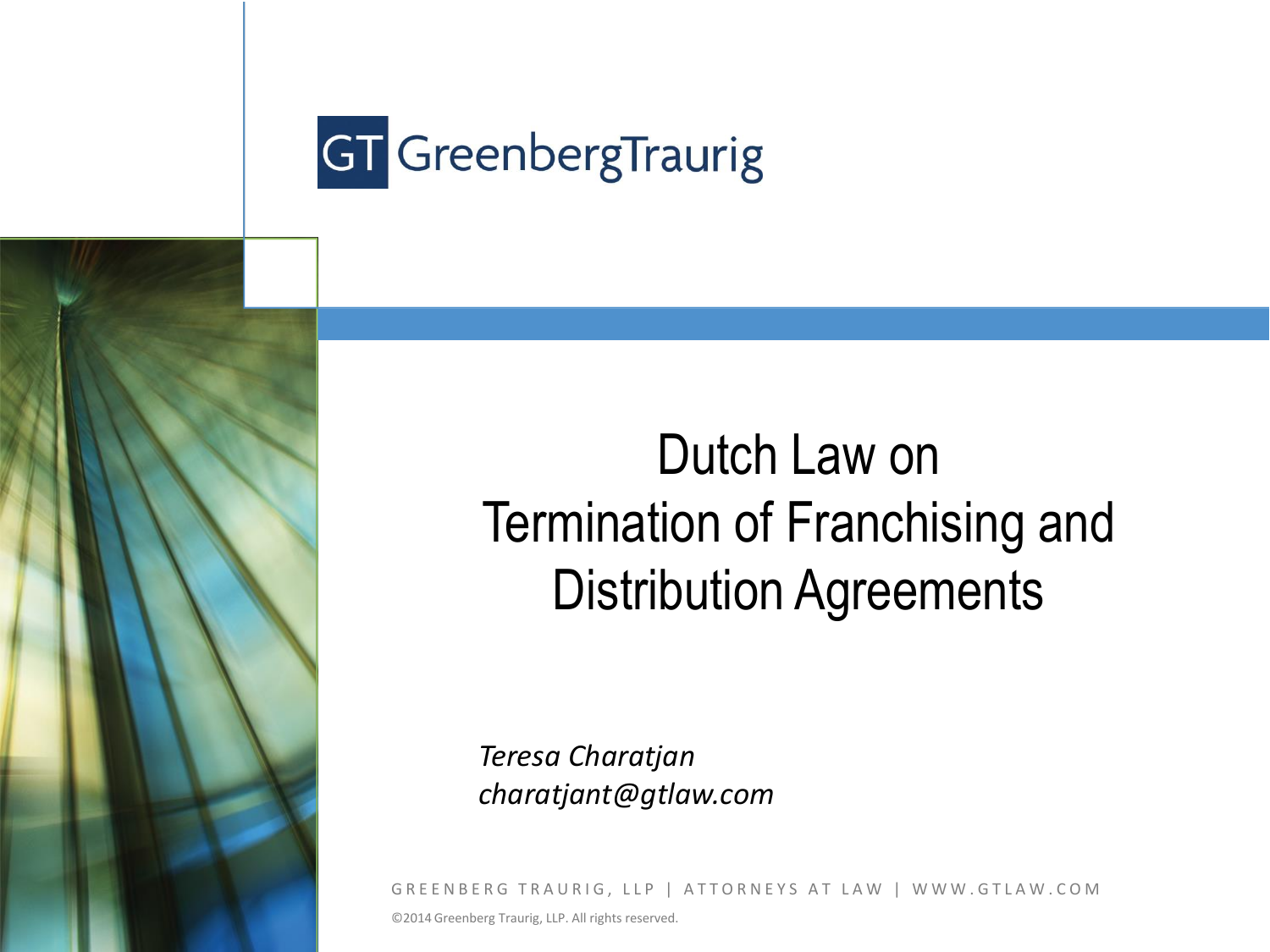GreenbergTraurig

# Dutch Law on Termination of Franchising and Distribution Agreements

*Teresa Charatjan*
*charatjant@gtlaw.com*

GREENBERG TRAURIG, LLP | ATTORNEYS AT LAW | WWW.GTLAW.COM

©2014 Greenberg Traurig, LLP. All rights reserved.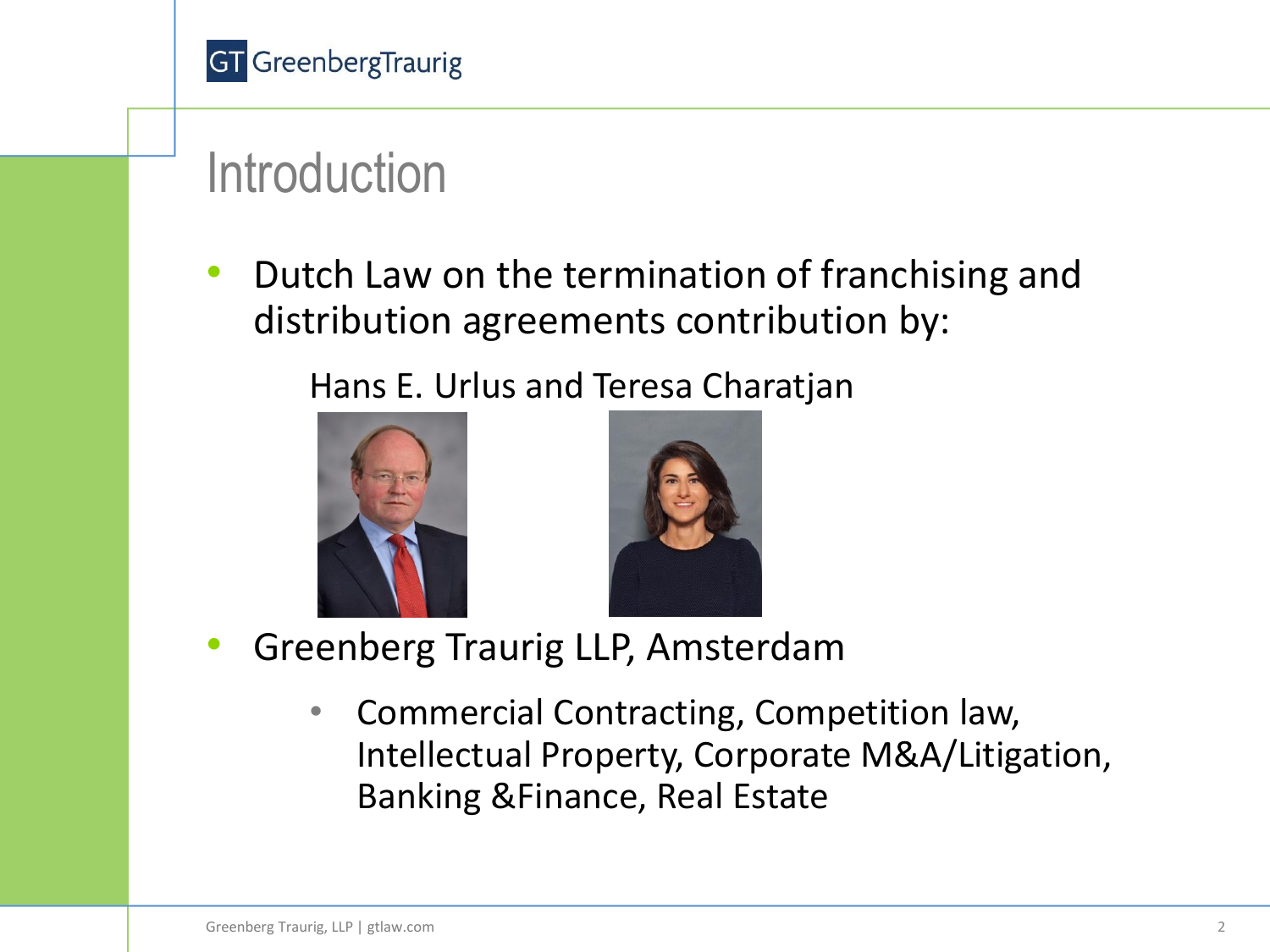# Introduction

- Dutch Law on the termination of franchising and distribution agreements contribution by:

  Hans E. Urlus and Teresa Charatjan

- Greenberg Traurig LLP, Amsterdam
  - Commercial Contracting, Competition law, Intellectual Property, Corporate M&A/Litigation, Banking &Finance, Real Estate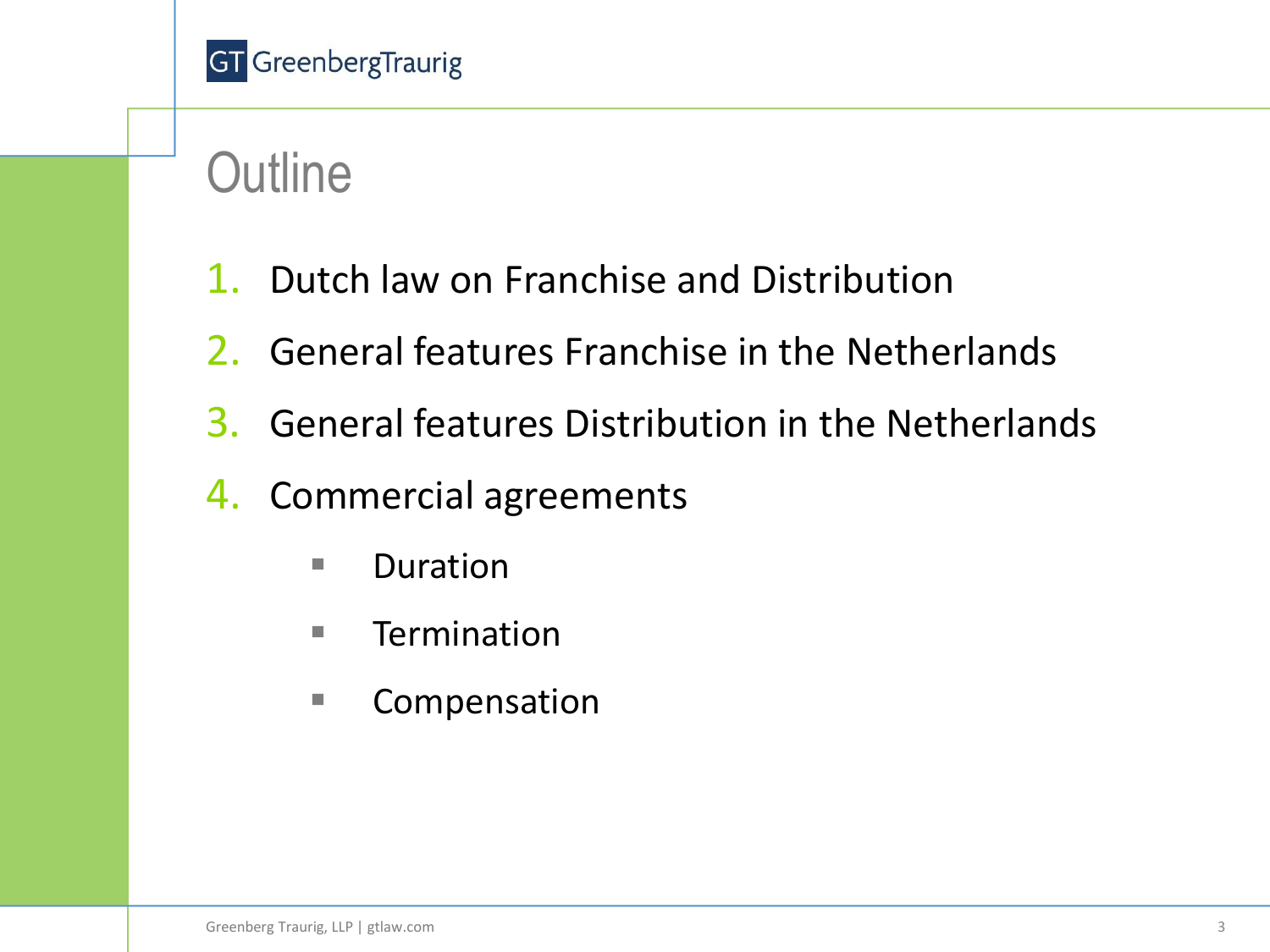# Outline

1. Dutch law on Franchise and Distribution
2. General features Franchise in the Netherlands
3. General features Distribution in the Netherlands
4. Commercial agreements
   - Duration
   - Termination
   - Compensation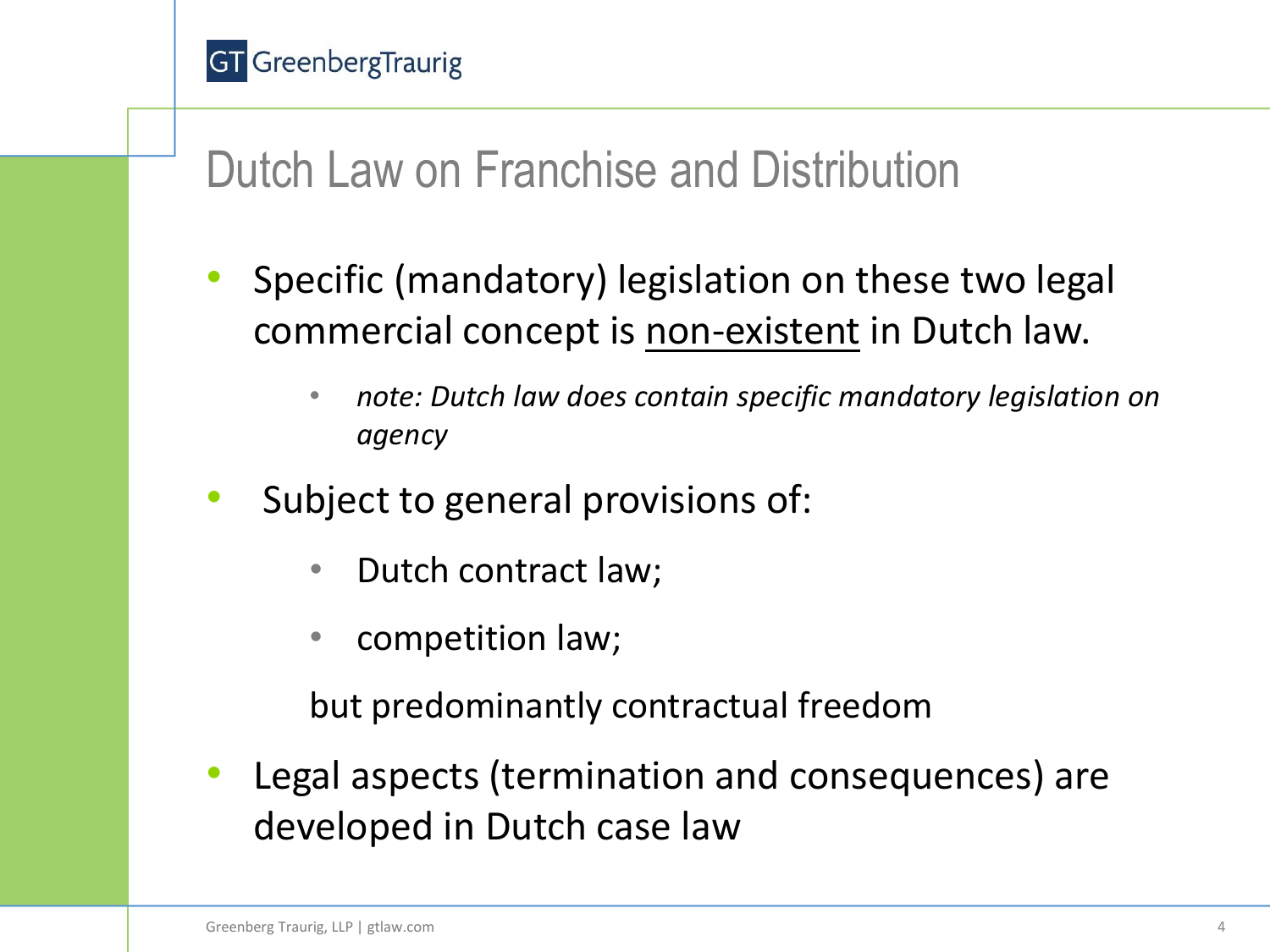# Dutch Law on Franchise and Distribution

- Specific (mandatory) legislation on these two legal commercial concept is <u>non-existent</u> in Dutch law.
  - *note: Dutch law does contain specific mandatory legislation on agency*
- Subject to general provisions of:
  - Dutch contract law;
  - competition law;

  but predominantly contractual freedom
- Legal aspects (termination and consequences) are developed in Dutch case law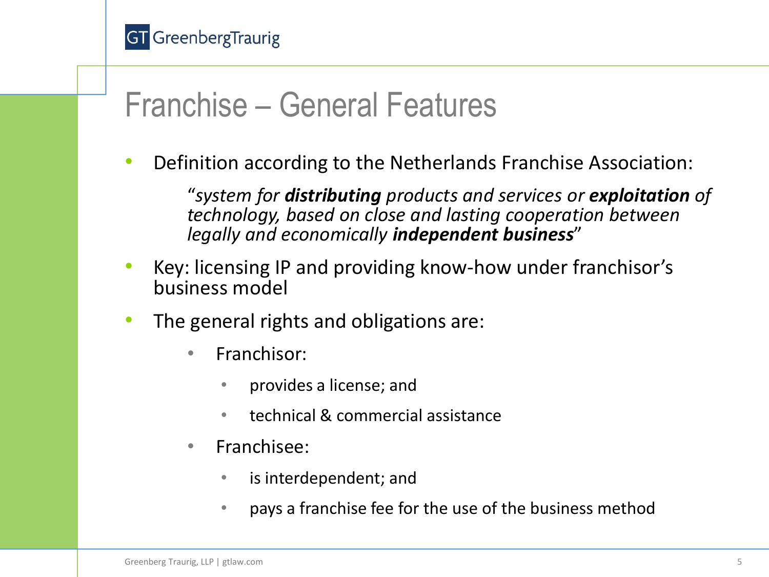# Franchise – General Features

- Definition according to the Netherlands Franchise Association:

  > "*system for **distributing** products and services or **exploitation** of technology, based on close and lasting cooperation between legally and economically **independent business***"

- Key: licensing IP and providing know-how under franchisor's business model
- The general rights and obligations are:
  - Franchisor:
    - provides a license; and
    - technical & commercial assistance
  - Franchisee:
    - is interdependent; and
    - pays a franchise fee for the use of the business method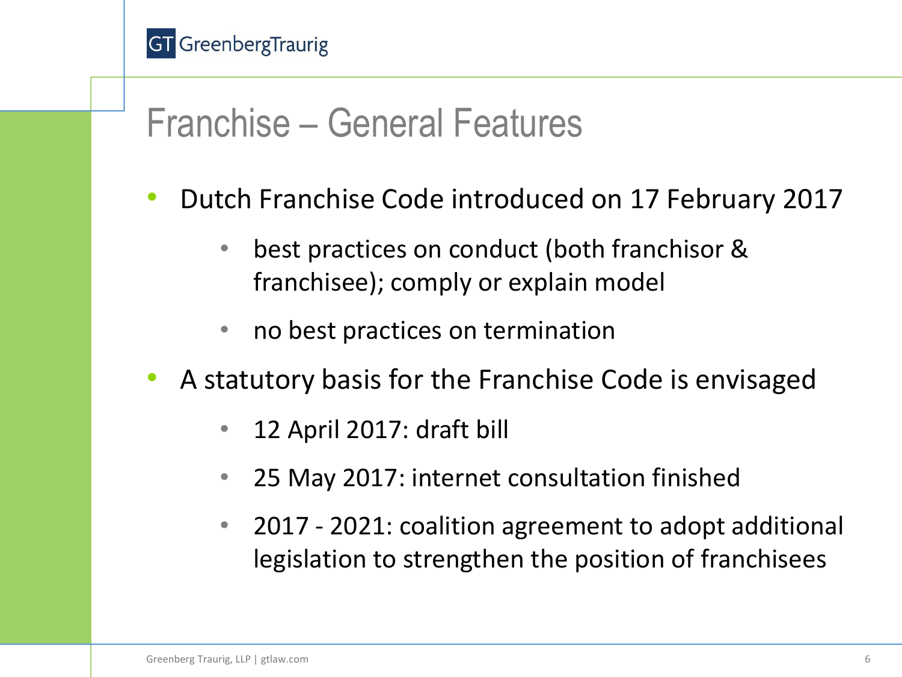# Franchise – General Features

- Dutch Franchise Code introduced on 17 February 2017
  - best practices on conduct (both franchisor & franchisee); comply or explain model
  - no best practices on termination
- A statutory basis for the Franchise Code is envisaged
  - 12 April 2017: draft bill
  - 25 May 2017: internet consultation finished
  - 2017 - 2021: coalition agreement to adopt additional legislation to strengthen the position of franchisees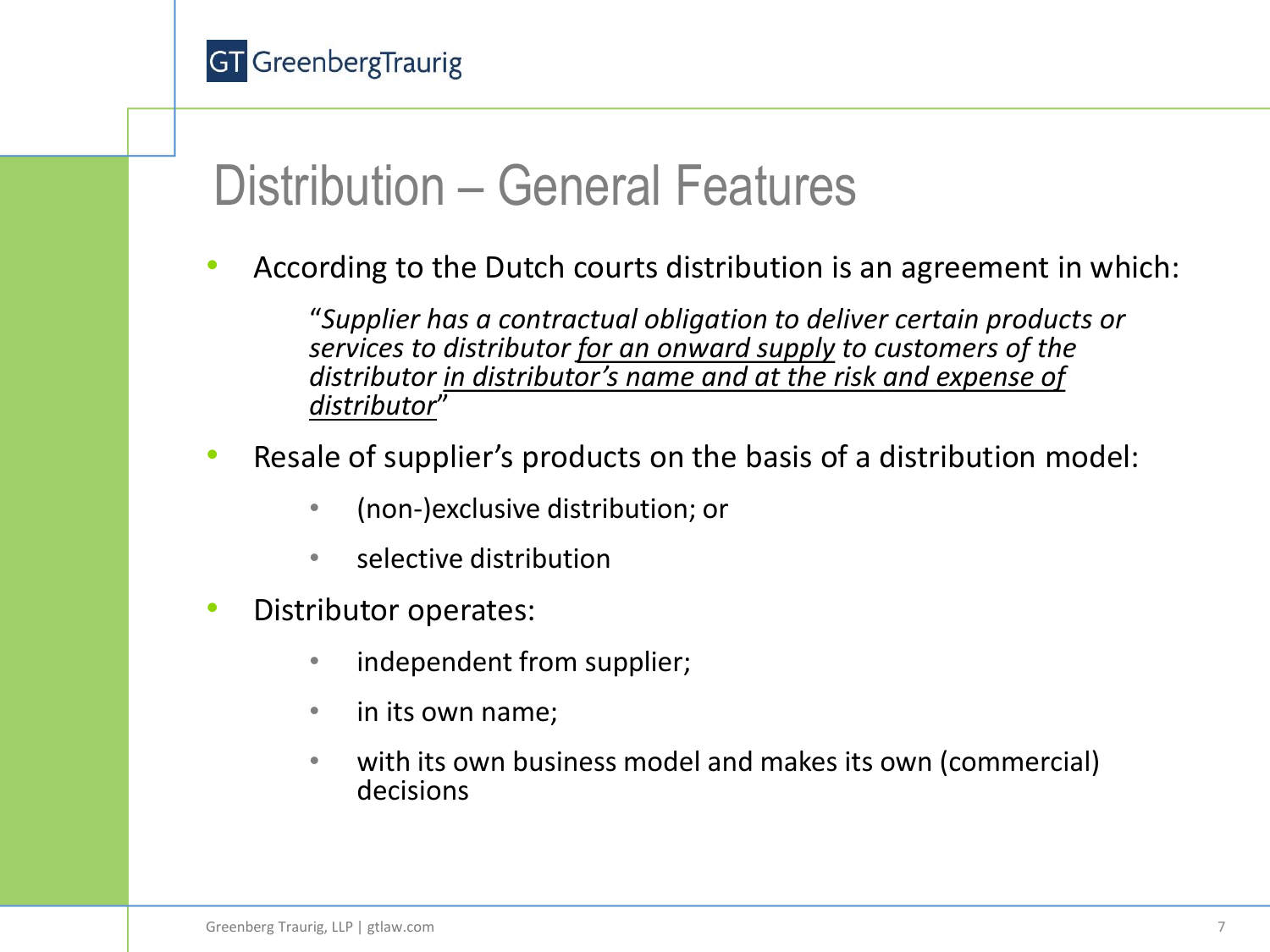# Distribution – General Features

- According to the Dutch courts distribution is an agreement in which:

  > "*Supplier has a contractual obligation to deliver certain products or services to distributor <u>for an onward supply</u> to customers of the distributor <u>in distributor's name and at the risk and expense of distributor</u>*"

- Resale of supplier's products on the basis of a distribution model:
  - (non-)exclusive distribution; or
  - selective distribution
- Distributor operates:
  - independent from supplier;
  - in its own name;
  - with its own business model and makes its own (commercial) decisions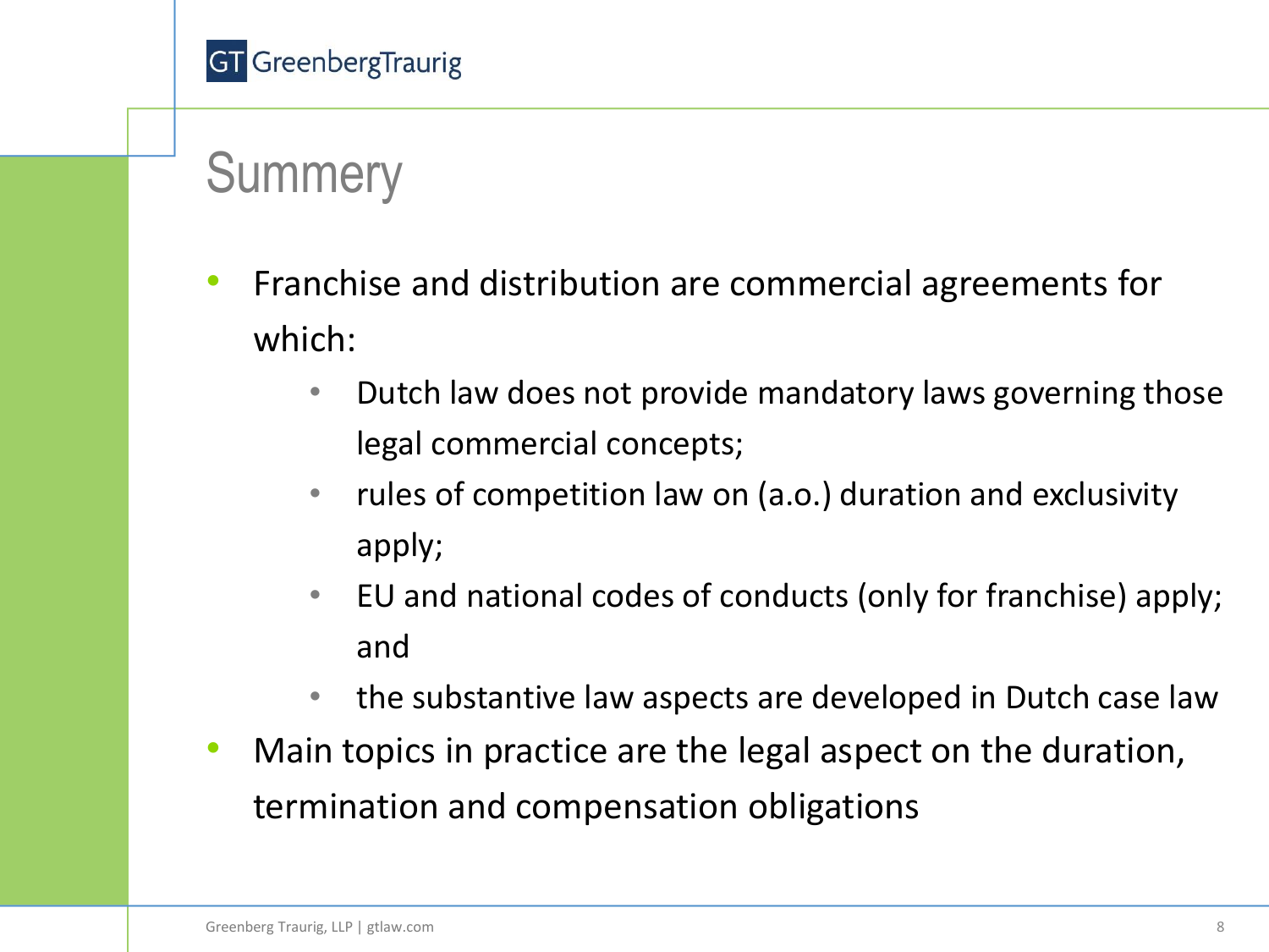# Summery

- Franchise and distribution are commercial agreements for which:
  - Dutch law does not provide mandatory laws governing those legal commercial concepts;
  - rules of competition law on (a.o.) duration and exclusivity apply;
  - EU and national codes of conducts (only for franchise) apply; and
  - the substantive law aspects are developed in Dutch case law
- Main topics in practice are the legal aspect on the duration, termination and compensation obligations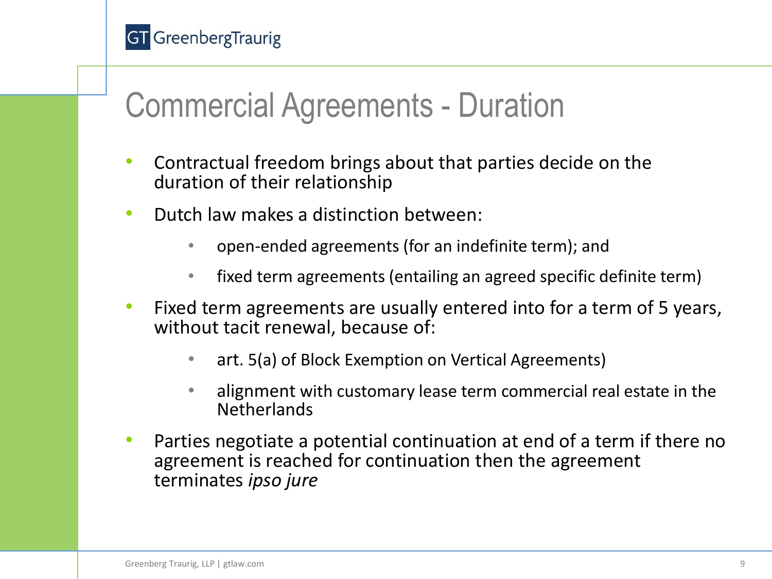# Commercial Agreements - Duration

- Contractual freedom brings about that parties decide on the duration of their relationship
- Dutch law makes a distinction between:
  - open-ended agreements (for an indefinite term); and
  - fixed term agreements (entailing an agreed specific definite term)
- Fixed term agreements are usually entered into for a term of 5 years, without tacit renewal, because of:
  - art. 5(a) of Block Exemption on Vertical Agreements)
  - alignment with customary lease term commercial real estate in the Netherlands
- Parties negotiate a potential continuation at end of a term if there no agreement is reached for continuation then the agreement terminates *ipso jure*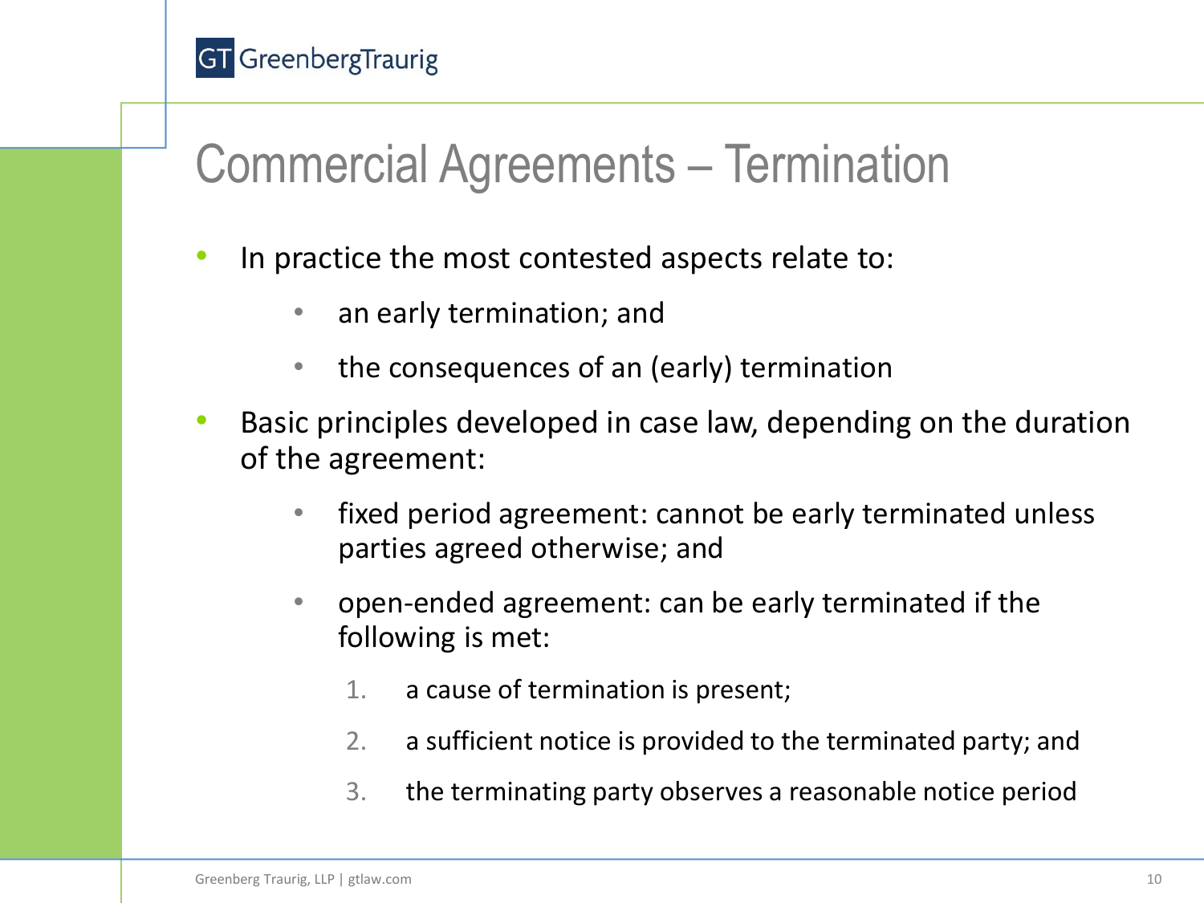# Commercial Agreements – Termination

- In practice the most contested aspects relate to:
  - an early termination; and
  - the consequences of an (early) termination
- Basic principles developed in case law, depending on the duration of the agreement:
  - fixed period agreement: cannot be early terminated unless parties agreed otherwise; and
  - open-ended agreement: can be early terminated if the following is met:
    1. a cause of termination is present;
    2. a sufficient notice is provided to the terminated party; and
    3. the terminating party observes a reasonable notice period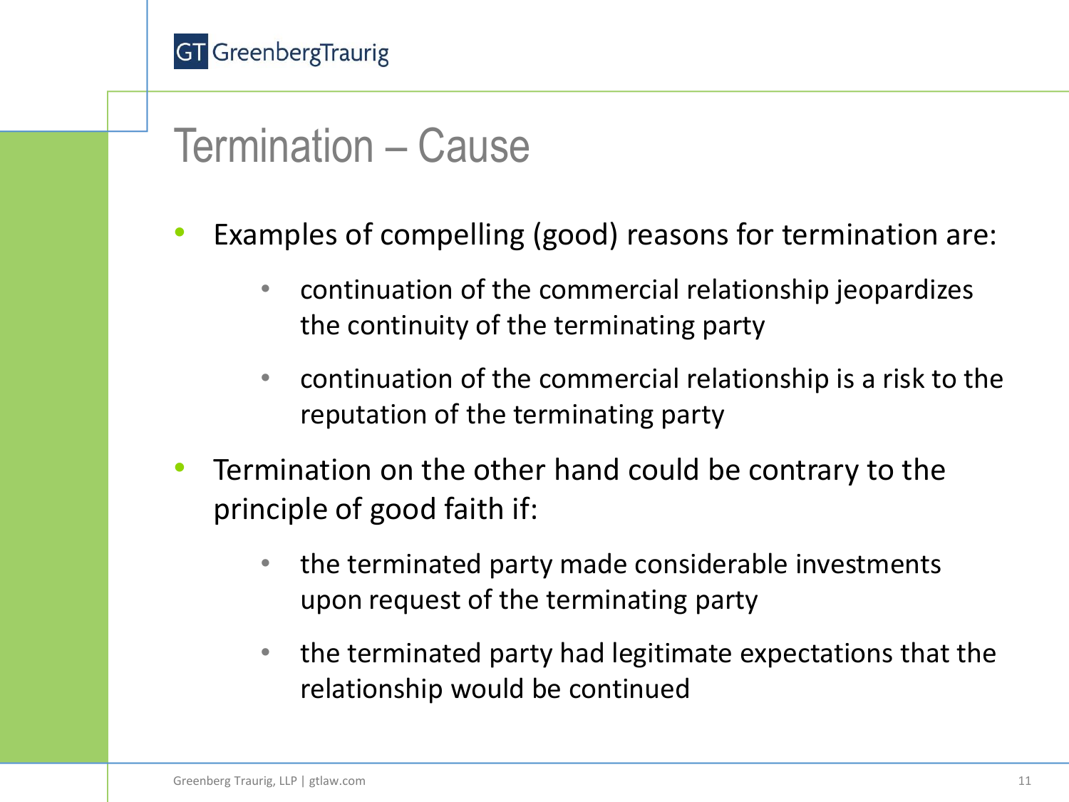# Termination – Cause

- Examples of compelling (good) reasons for termination are:
  - continuation of the commercial relationship jeopardizes the continuity of the terminating party
  - continuation of the commercial relationship is a risk to the reputation of the terminating party
- Termination on the other hand could be contrary to the principle of good faith if:
  - the terminated party made considerable investments upon request of the terminating party
  - the terminated party had legitimate expectations that the relationship would be continued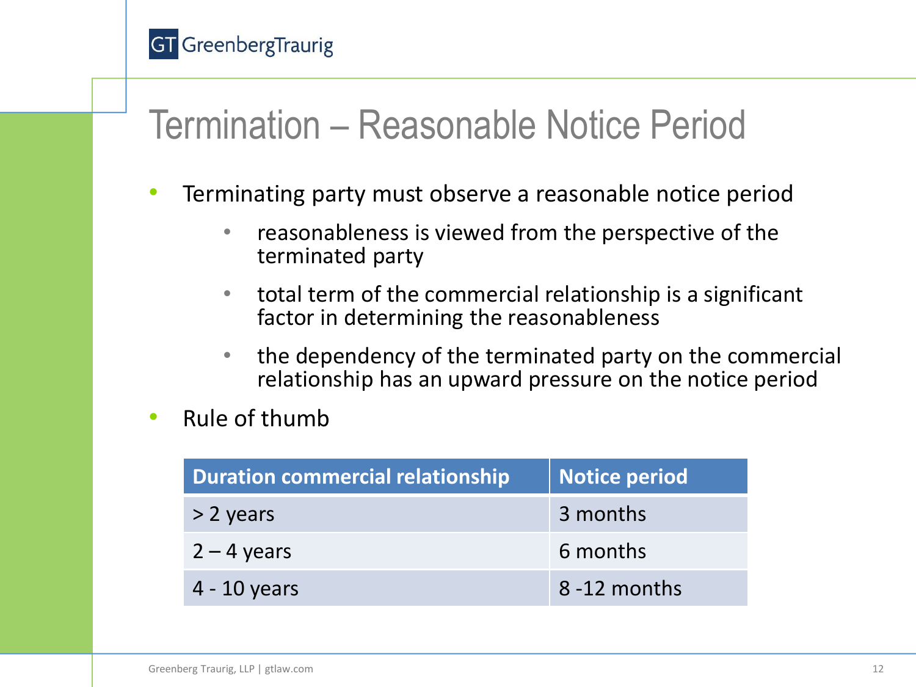# Termination – Reasonable Notice Period

- Terminating party must observe a reasonable notice period
  - reasonableness is viewed from the perspective of the terminated party
  - total term of the commercial relationship is a significant factor in determining the reasonableness
  - the dependency of the terminated party on the commercial relationship has an upward pressure on the notice period
- Rule of thumb

| Duration commercial relationship | Notice period |
|---|---|
| > 2 years | 3 months |
| 2 – 4 years | 6 months |
| 4 - 10 years | 8 -12 months |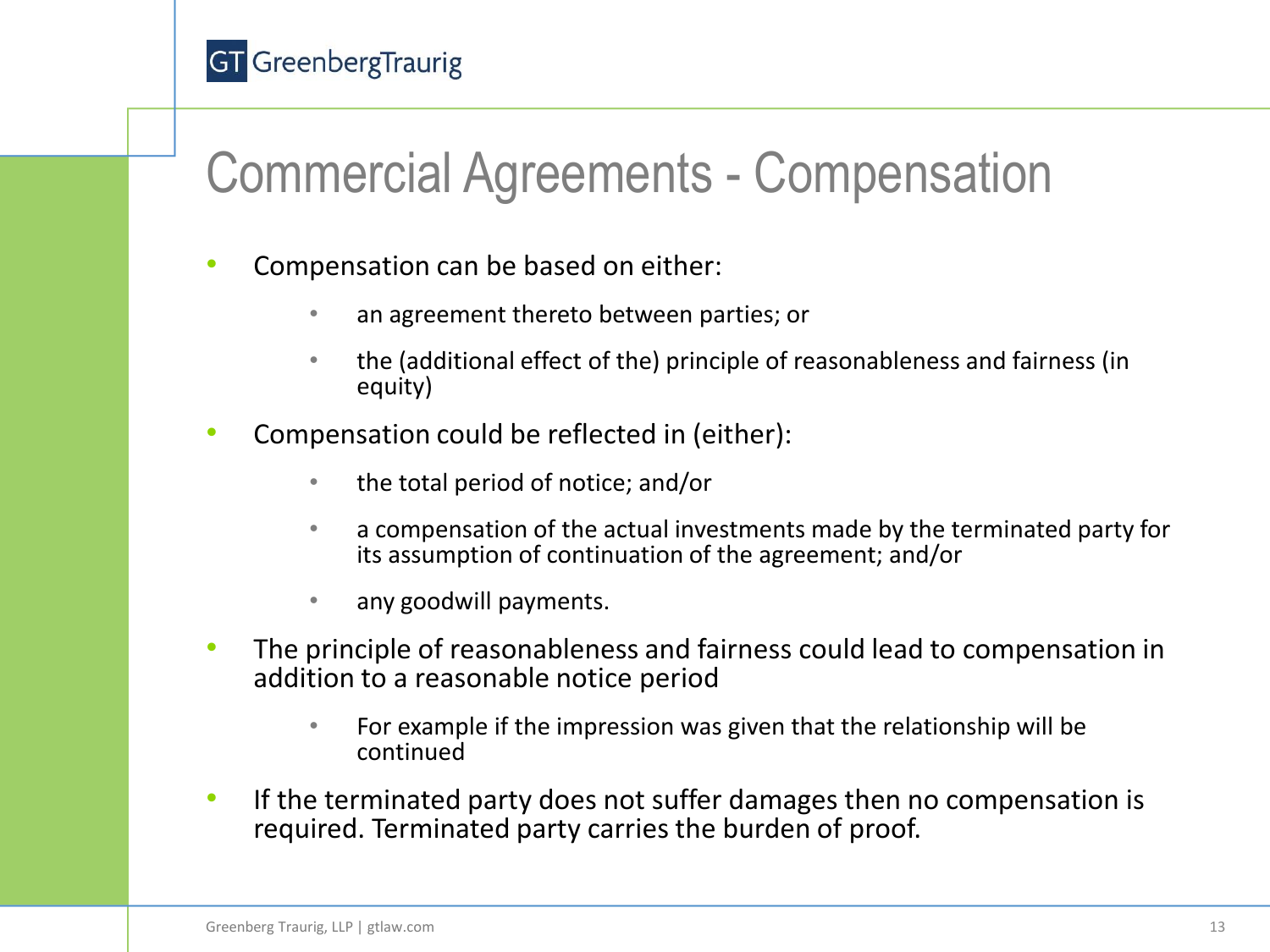# Commercial Agreements - Compensation

- Compensation can be based on either:
  - an agreement thereto between parties; or
  - the (additional effect of the) principle of reasonableness and fairness (in equity)
- Compensation could be reflected in (either):
  - the total period of notice; and/or
  - a compensation of the actual investments made by the terminated party for its assumption of continuation of the agreement; and/or
  - any goodwill payments.
- The principle of reasonableness and fairness could lead to compensation in addition to a reasonable notice period
  - For example if the impression was given that the relationship will be continued
- If the terminated party does not suffer damages then no compensation is required. Terminated party carries the burden of proof.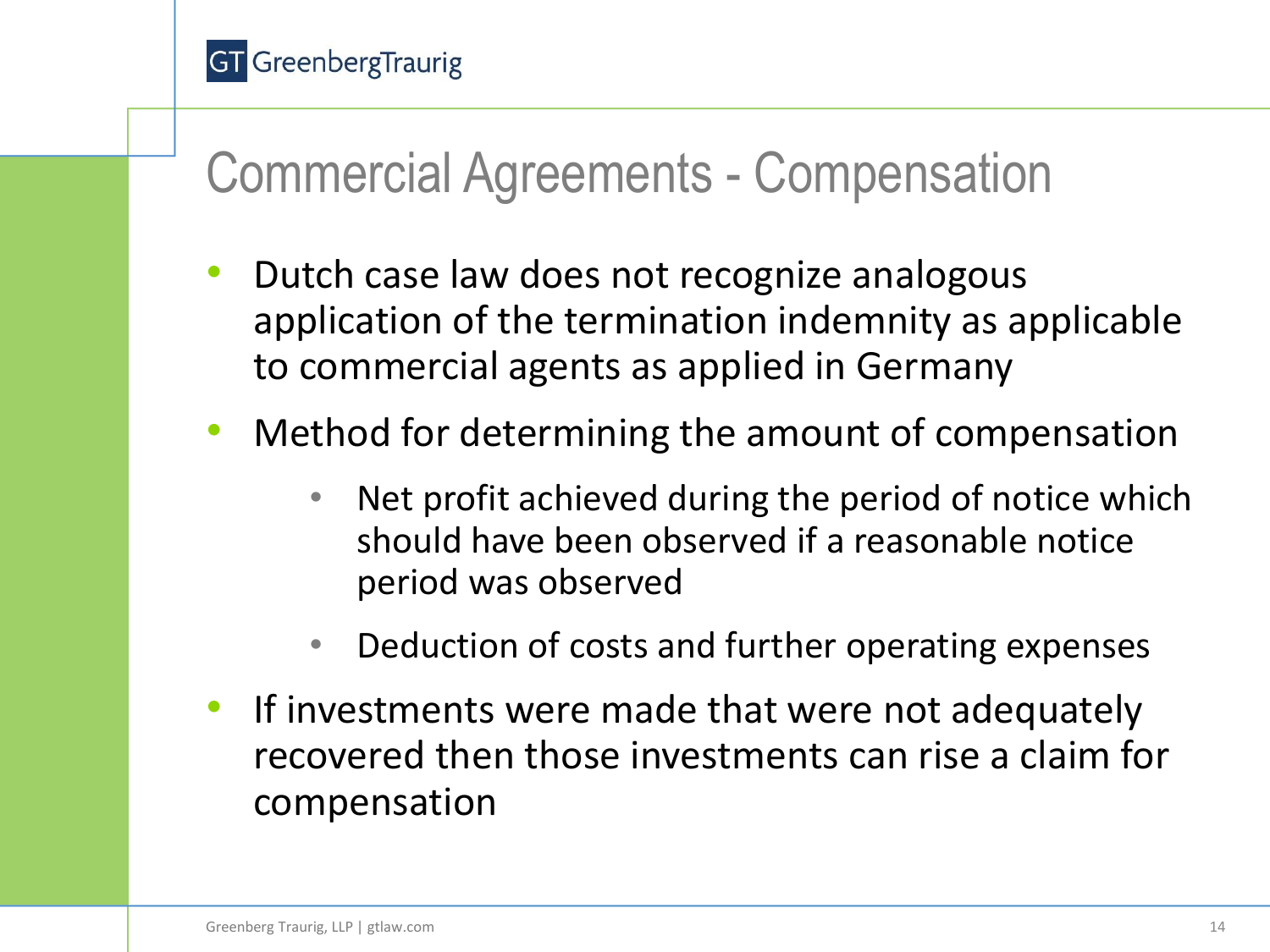# Commercial Agreements - Compensation

- Dutch case law does not recognize analogous application of the termination indemnity as applicable to commercial agents as applied in Germany
- Method for determining the amount of compensation
  - Net profit achieved during the period of notice which should have been observed if a reasonable notice period was observed
  - Deduction of costs and further operating expenses
- If investments were made that were not adequately recovered then those investments can rise a claim for compensation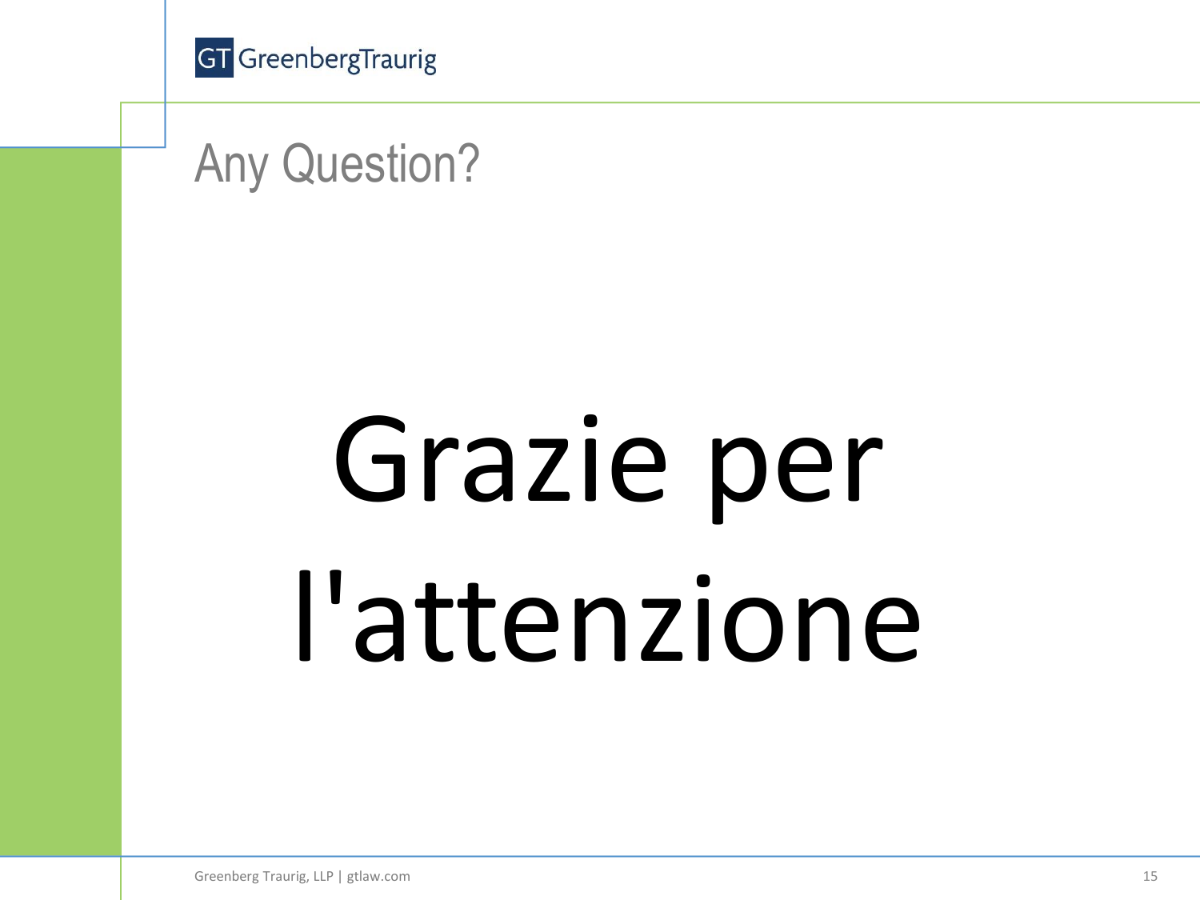# Any Question?

Grazie per l'attenzione